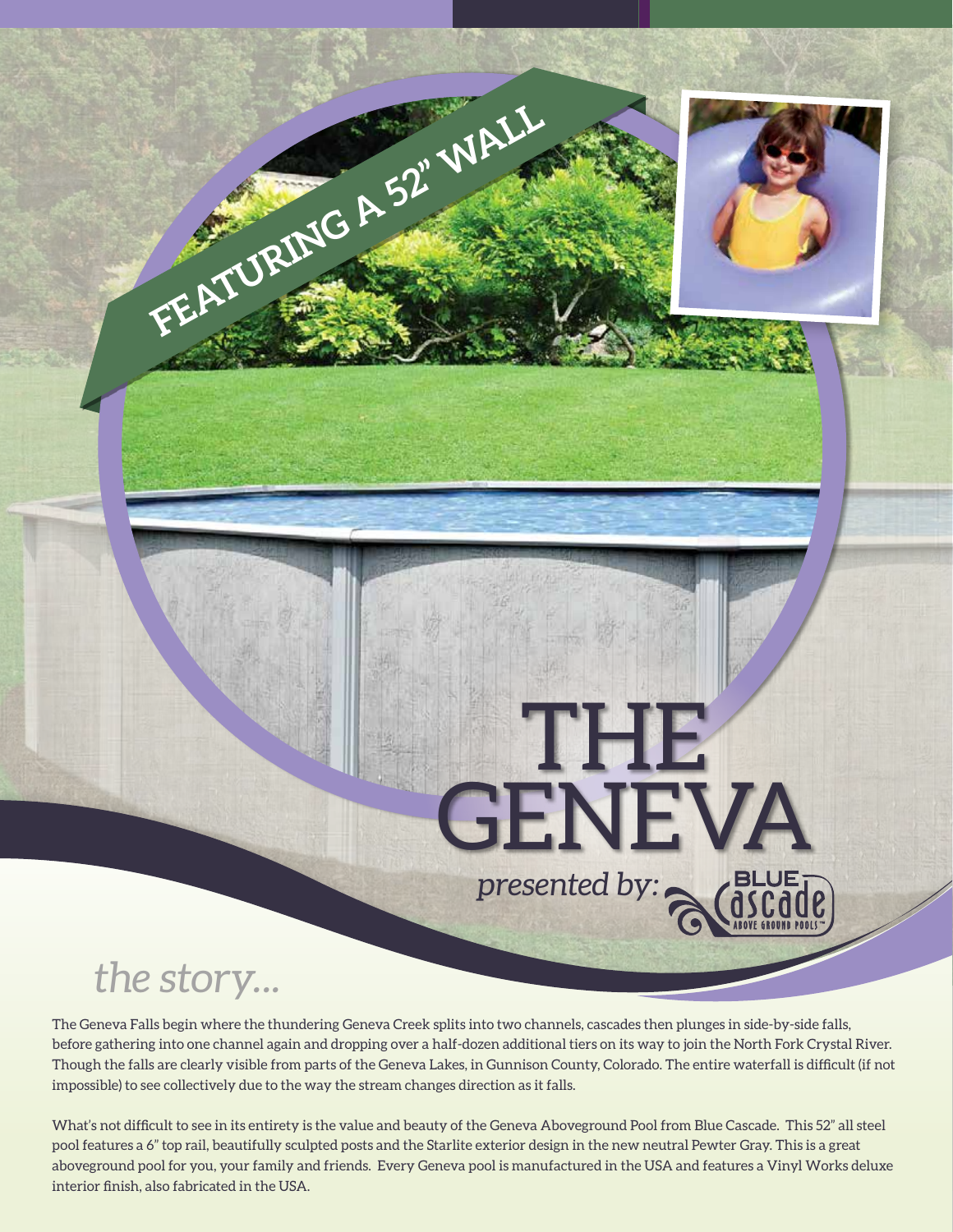FEATURING A 52" WALL

# THE GENEVA

*presented by:* Blue Cascade Above Ground Pools

## *the story...*

The Geneva Falls begin where the thundering Geneva Creek splits into two channels, cascades then plunges in side-by-side falls, before gathering into one channel again and dropping over a half-dozen additional tiers on its way to join the North Fork Crystal River. Though the falls are clearly visible from parts of the Geneva Lakes, in Gunnison County, Colorado. The entire waterfall is difficult (if not impossible) to see collectively due to the way the stream changes direction as it falls.

What's not difficult to see in its entirety is the value and beauty of the Geneva Aboveground Pool from Blue Cascade. This 52" all steel pool features a 6" top rail, beautifully sculpted posts and the Starlite exterior design in the new neutral Pewter Gray. This is a great aboveground pool for you, your family and friends. Every Geneva pool is manufactured in the USA and features a Vinyl Works deluxe interior finish, also fabricated in the USA.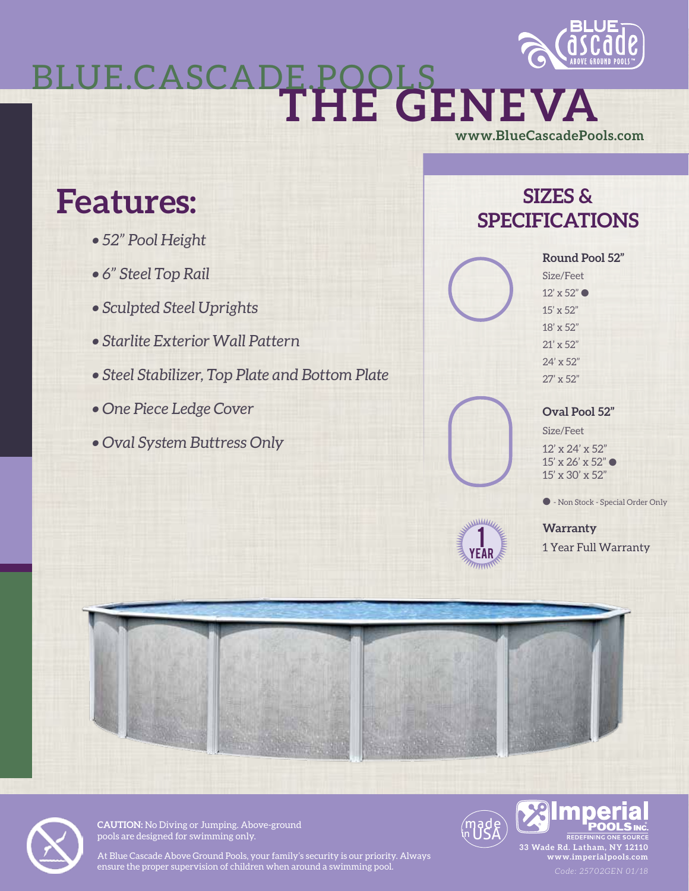BLUE.CASCADE.POOLS

# THE GENEVA

www.BlueCascadePools.com

## Features:

- *52" Pool Height*
- *6" Steel Top Rail*
- *Sculpted Steel Uprights*
- *Starlite Exterior Wall Pattern*
- *Steel Stabilizer, Top Plate and Bottom Plate*
- *One Piece Ledge Cover*
- *Oval System Buttress Only*

## SIZES & SPECIFICATIONS

**Round Pool 52"**

Size/Feet

12' x 52" ●
15' x 52"
18' x 52"
21' x 52"
24' x 52"
27' x 52"

**Oval Pool 52"**

Size/Feet

12' x 24' x 52"
15' x 26' x 52" ●
15' x 30' x 52"

● - Non Stock - Special Order Only

**Warranty**

1 Year Full Warranty

**CAUTION:** No Diving or Jumping. Above-ground pools are designed for swimming only.

At Blue Cascade Above Ground Pools, your family's security is our priority. Always ensure the proper supervision of children when around a swimming pool.

made in USA

Imperial POOLS INC.
REDEFINING ONE SOURCE
33 Wade Rd. Latham, NY 12110
www.imperialpools.com

Code: 25702GEN 01/18